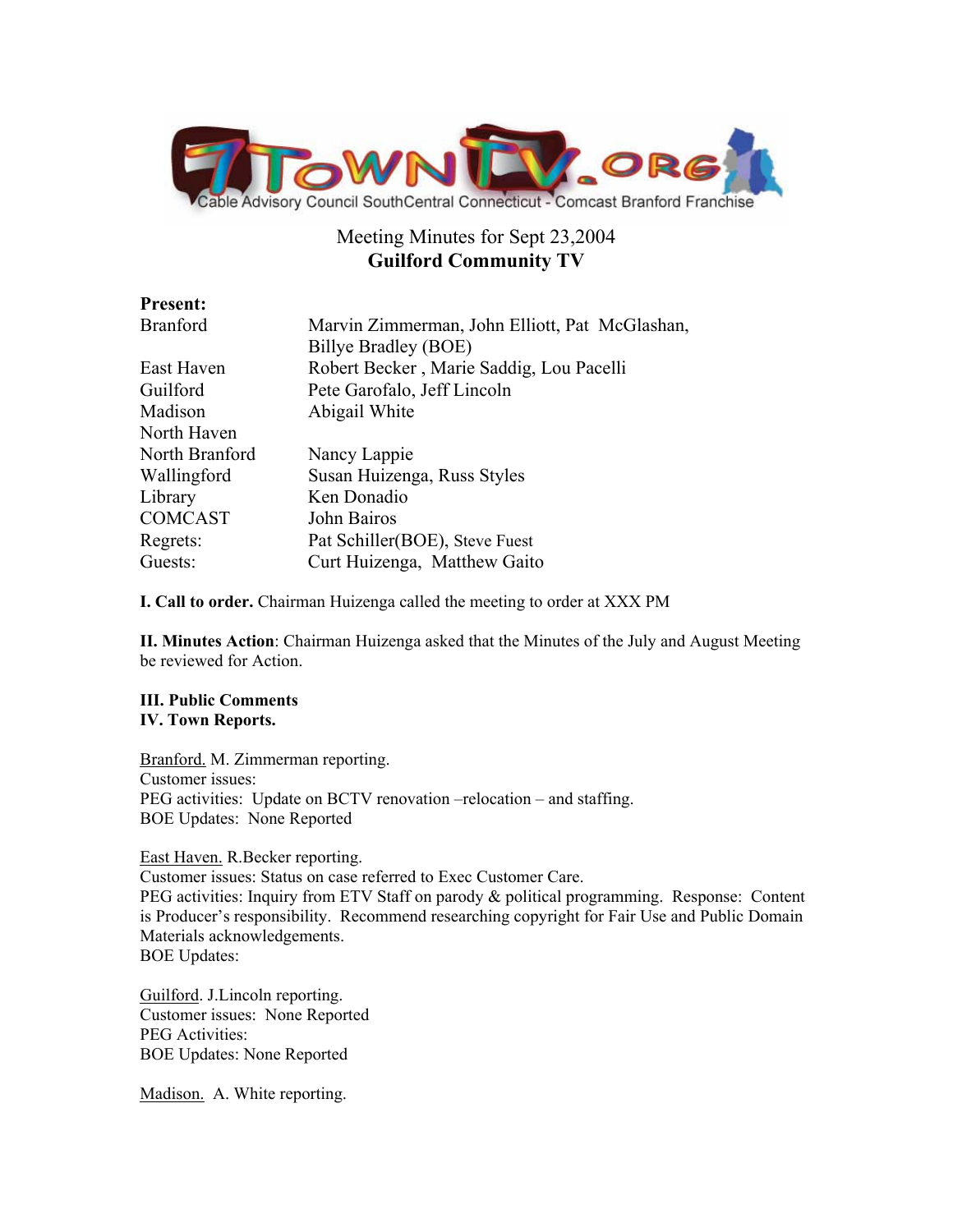7TownTV.org

Cable Advisory Council SouthCentral Connecticut - Comcast Branford Franchise

Meeting Minutes for Sept 23,2004

**Guilford Community TV**

**Present:**

| | |
|---|---|
| Branford | Marvin Zimmerman, John Elliott, Pat McGlashan, Billye Bradley (BOE) |
| East Haven | Robert Becker , Marie Saddig, Lou Pacelli |
| Guilford | Pete Garofalo, Jeff Lincoln |
| Madison | Abigail White |
| North Haven | |
| North Branford | Nancy Lappie |
| Wallingford | Susan Huizenga, Russ Styles |
| Library | Ken Donadio |
| COMCAST | John Bairos |
| Regrets: | Pat Schiller(BOE), Steve Fuest |
| Guests: | Curt Huizenga, Matthew Gaito |

**I. Call to order.** Chairman Huizenga called the meeting to order at XXX PM

**II. Minutes Action**: Chairman Huizenga asked that the Minutes of the July and August Meeting be reviewed for Action.

**III. Public Comments**

**IV. Town Reports.**

<u>Branford.</u> M. Zimmerman reporting.
Customer issues:
PEG activities: Update on BCTV renovation –relocation – and staffing.
BOE Updates: None Reported

<u>East Haven.</u> R.Becker reporting.
Customer issues: Status on case referred to Exec Customer Care.
PEG activities: Inquiry from ETV Staff on parody & political programming. Response: Content is Producer's responsibility. Recommend researching copyright for Fair Use and Public Domain Materials acknowledgements.
BOE Updates:

<u>Guilford</u>. J.Lincoln reporting.
Customer issues: None Reported
PEG Activities:
BOE Updates: None Reported

<u>Madison.</u> A. White reporting.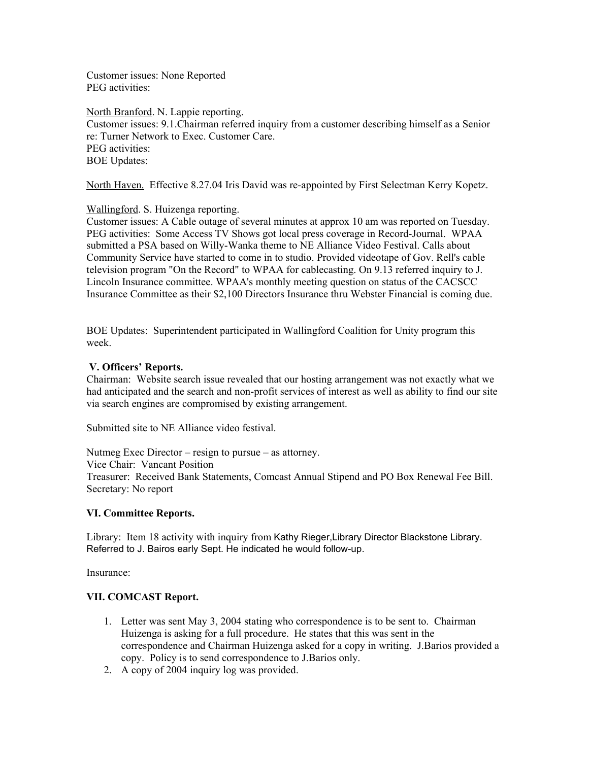Customer issues: None Reported
PEG activities:

North Branford. N. Lappie reporting.
Customer issues: 9.1.Chairman referred inquiry from a customer describing himself as a Senior re: Turner Network to Exec. Customer Care.
PEG activities:
BOE Updates:

North Haven. Effective 8.27.04 Iris David was re-appointed by First Selectman Kerry Kopetz.

Wallingford. S. Huizenga reporting.
Customer issues: A Cable outage of several minutes at approx 10 am was reported on Tuesday.
PEG activities: Some Access TV Shows got local press coverage in Record-Journal. WPAA submitted a PSA based on Willy-Wanka theme to NE Alliance Video Festival. Calls about Community Service have started to come in to studio. Provided videotape of Gov. Rell's cable television program "On the Record" to WPAA for cablecasting. On 9.13 referred inquiry to J. Lincoln Insurance committee. WPAA's monthly meeting question on status of the CACSCC Insurance Committee as their $2,100 Directors Insurance thru Webster Financial is coming due.

BOE Updates: Superintendent participated in Wallingford Coalition for Unity program this week.

**V. Officers' Reports.**

Chairman: Website search issue revealed that our hosting arrangement was not exactly what we had anticipated and the search and non-profit services of interest as well as ability to find our site via search engines are compromised by existing arrangement.

Submitted site to NE Alliance video festival.

Nutmeg Exec Director – resign to pursue – as attorney.
Vice Chair: Vancant Position
Treasurer: Received Bank Statements, Comcast Annual Stipend and PO Box Renewal Fee Bill.
Secretary: No report

**VI. Committee Reports.**

Library: Item 18 activity with inquiry from Kathy Rieger,Library Director Blackstone Library. Referred to J. Bairos early Sept. He indicated he would follow-up.

Insurance:

**VII. COMCAST Report.**

1. Letter was sent May 3, 2004 stating who correspondence is to be sent to. Chairman Huizenga is asking for a full procedure. He states that this was sent in the correspondence and Chairman Huizenga asked for a copy in writing. J.Barios provided a copy. Policy is to send correspondence to J.Barios only.
2. A copy of 2004 inquiry log was provided.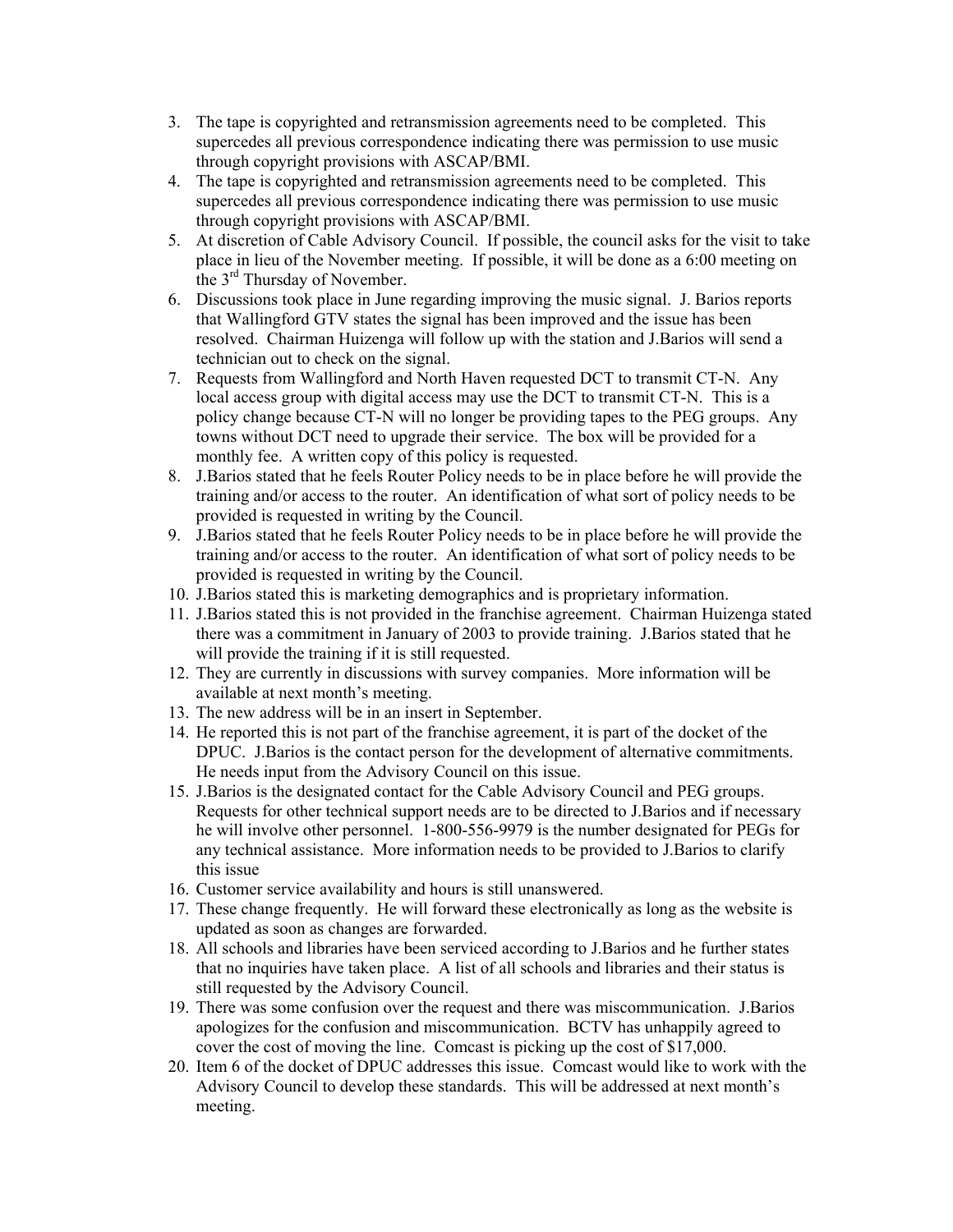3. The tape is copyrighted and retransmission agreements need to be completed. This supercedes all previous correspondence indicating there was permission to use music through copyright provisions with ASCAP/BMI.
4. The tape is copyrighted and retransmission agreements need to be completed. This supercedes all previous correspondence indicating there was permission to use music through copyright provisions with ASCAP/BMI.
5. At discretion of Cable Advisory Council. If possible, the council asks for the visit to take place in lieu of the November meeting. If possible, it will be done as a 6:00 meeting on the 3rd Thursday of November.
6. Discussions took place in June regarding improving the music signal. J. Barios reports that Wallingford GTV states the signal has been improved and the issue has been resolved. Chairman Huizenga will follow up with the station and J.Barios will send a technician out to check on the signal.
7. Requests from Wallingford and North Haven requested DCT to transmit CT-N. Any local access group with digital access may use the DCT to transmit CT-N. This is a policy change because CT-N will no longer be providing tapes to the PEG groups. Any towns without DCT need to upgrade their service. The box will be provided for a monthly fee. A written copy of this policy is requested.
8. J.Barios stated that he feels Router Policy needs to be in place before he will provide the training and/or access to the router. An identification of what sort of policy needs to be provided is requested in writing by the Council.
9. J.Barios stated that he feels Router Policy needs to be in place before he will provide the training and/or access to the router. An identification of what sort of policy needs to be provided is requested in writing by the Council.
10. J.Barios stated this is marketing demographics and is proprietary information.
11. J.Barios stated this is not provided in the franchise agreement. Chairman Huizenga stated there was a commitment in January of 2003 to provide training. J.Barios stated that he will provide the training if it is still requested.
12. They are currently in discussions with survey companies. More information will be available at next month's meeting.
13. The new address will be in an insert in September.
14. He reported this is not part of the franchise agreement, it is part of the docket of the DPUC. J.Barios is the contact person for the development of alternative commitments. He needs input from the Advisory Council on this issue.
15. J.Barios is the designated contact for the Cable Advisory Council and PEG groups. Requests for other technical support needs are to be directed to J.Barios and if necessary he will involve other personnel. 1-800-556-9979 is the number designated for PEGs for any technical assistance. More information needs to be provided to J.Barios to clarify this issue
16. Customer service availability and hours is still unanswered.
17. These change frequently. He will forward these electronically as long as the website is updated as soon as changes are forwarded.
18. All schools and libraries have been serviced according to J.Barios and he further states that no inquiries have taken place. A list of all schools and libraries and their status is still requested by the Advisory Council.
19. There was some confusion over the request and there was miscommunication. J.Barios apologizes for the confusion and miscommunication. BCTV has unhappily agreed to cover the cost of moving the line. Comcast is picking up the cost of $17,000.
20. Item 6 of the docket of DPUC addresses this issue. Comcast would like to work with the Advisory Council to develop these standards. This will be addressed at next month's meeting.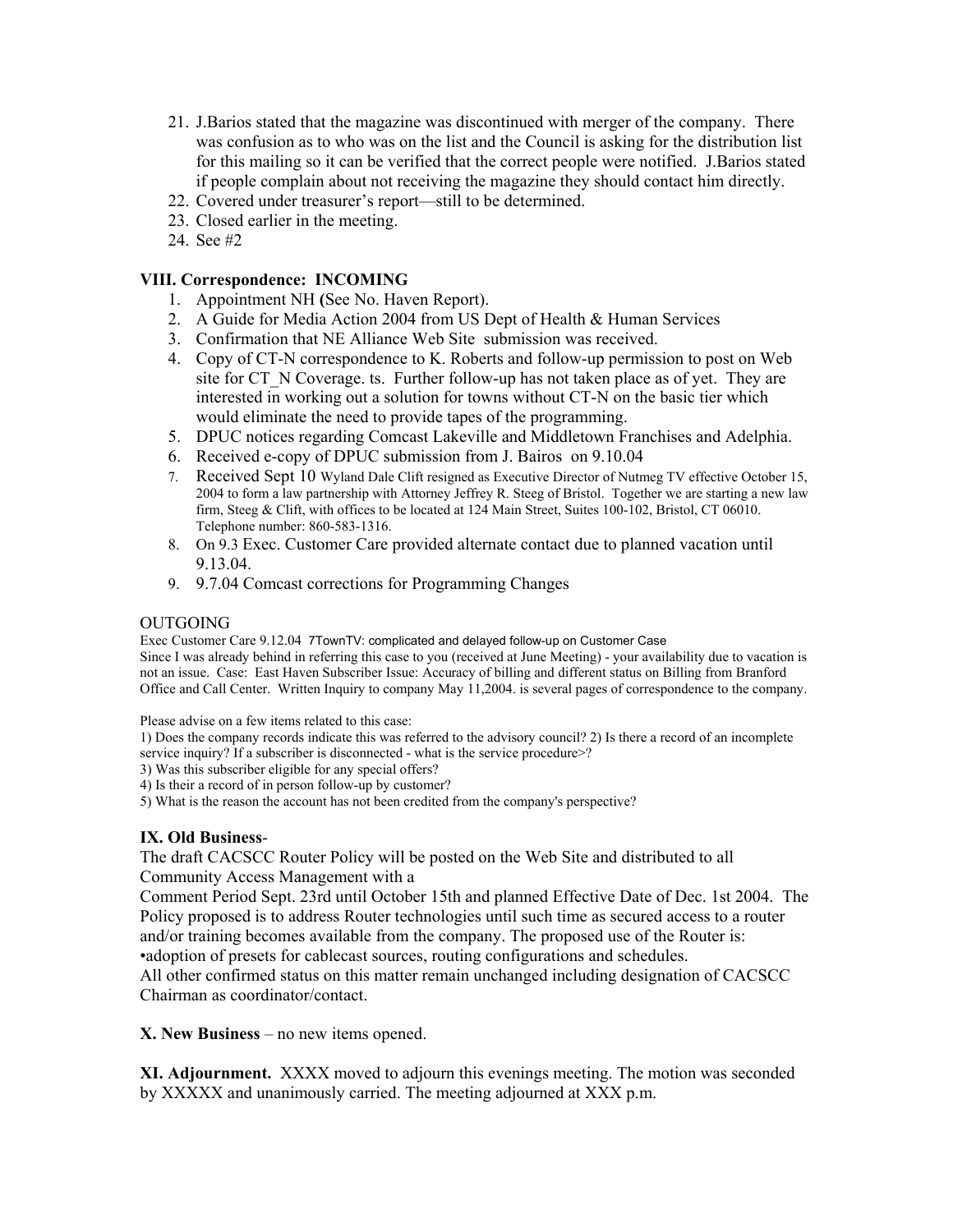21. J.Barios stated that the magazine was discontinued with merger of the company. There was confusion as to who was on the list and the Council is asking for the distribution list for this mailing so it can be verified that the correct people were notified. J.Barios stated if people complain about not receiving the magazine they should contact him directly.
22. Covered under treasurer's report—still to be determined.
23. Closed earlier in the meeting.
24. See #2

**VIII. Correspondence: INCOMING**

1. Appointment NH **(**See No. Haven Report).
2. A Guide for Media Action 2004 from US Dept of Health & Human Services
3. Confirmation that NE Alliance Web Site submission was received.
4. Copy of CT-N correspondence to K. Roberts and follow-up permission to post on Web site for CT_N Coverage. ts. Further follow-up has not taken place as of yet. They are interested in working out a solution for towns without CT-N on the basic tier which would eliminate the need to provide tapes of the programming.
5. DPUC notices regarding Comcast Lakeville and Middletown Franchises and Adelphia.
6. Received e-copy of DPUC submission from J. Bairos on 9.10.04
7. Received Sept 10 Wyland Dale Clift resigned as Executive Director of Nutmeg TV effective October 15, 2004 to form a law partnership with Attorney Jeffrey R. Steeg of Bristol. Together we are starting a new law firm, Steeg & Clift, with offices to be located at 124 Main Street, Suites 100-102, Bristol, CT 06010. Telephone number: 860-583-1316.
8. On 9.3 Exec. Customer Care provided alternate contact due to planned vacation until 9.13.04.
9. 9.7.04 Comcast corrections for Programming Changes

OUTGOING

Exec Customer Care 9.12.04 7TownTV: complicated and delayed follow-up on Customer Case

Since I was already behind in referring this case to you (received at June Meeting) - your availability due to vacation is not an issue. Case: East Haven Subscriber Issue: Accuracy of billing and different status on Billing from Branford Office and Call Center. Written Inquiry to company May 11,2004. is several pages of correspondence to the company.

Please advise on a few items related to this case:

1) Does the company records indicate this was referred to the advisory council? 2) Is there a record of an incomplete service inquiry? If a subscriber is disconnected - what is the service procedure>?

3) Was this subscriber eligible for any special offers?

4) Is their a record of in person follow-up by customer?

5) What is the reason the account has not been credited from the company's perspective?

**IX. Old Business**-

The draft CACSCC Router Policy will be posted on the Web Site and distributed to all Community Access Management with a

Comment Period Sept. 23rd until October 15th and planned Effective Date of Dec. 1st 2004. The Policy proposed is to address Router technologies until such time as secured access to a router and/or training becomes available from the company. The proposed use of the Router is:

•adoption of presets for cablecast sources, routing configurations and schedules.

All other confirmed status on this matter remain unchanged including designation of CACSCC Chairman as coordinator/contact.

**X. New Business** – no new items opened.

**XI. Adjournment.** XXXX moved to adjourn this evenings meeting. The motion was seconded by XXXXX and unanimously carried. The meeting adjourned at XXX p.m.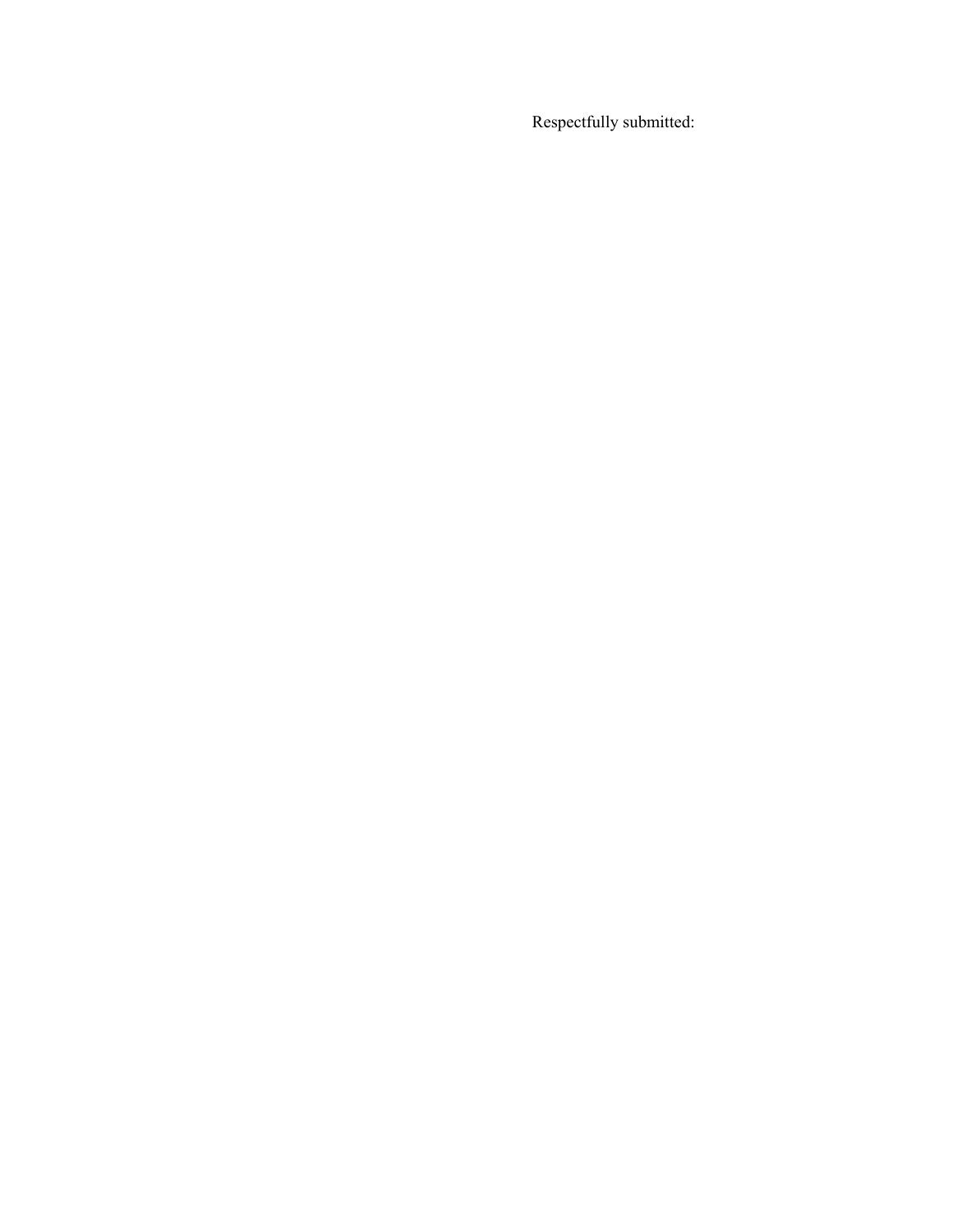Respectfully submitted: